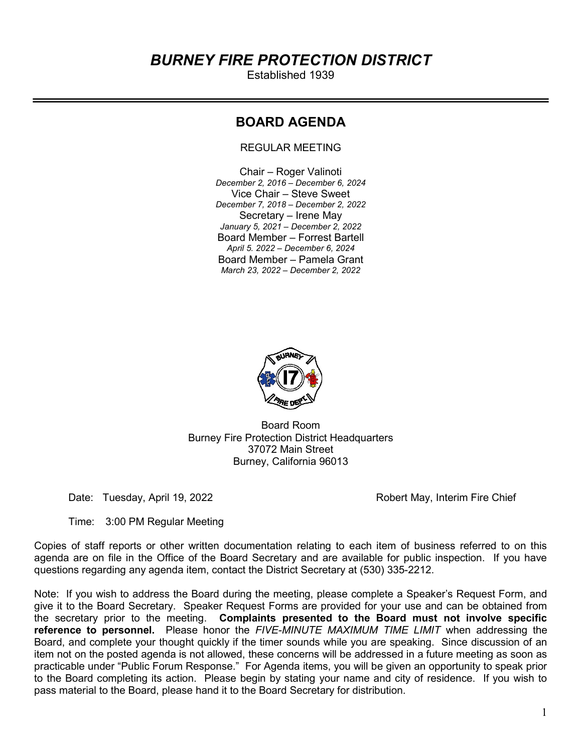# *BURNEY FIRE PROTECTION DISTRICT*

Established 1939

## BOARD AGENDA

REGULAR MEETING

Chair – Roger Valinoti
*December 2, 2016 – December 6, 2024*
Vice Chair – Steve Sweet
*December 7, 2018 – December 2, 2022*
Secretary – Irene May
*January 5, 2021 – December 2, 2022*
Board Member – Forrest Bartell
*April 5. 2022 – December 6, 2024*
Board Member – Pamela Grant
*March 23, 2022 – December 2, 2022*

Board Room
Burney Fire Protection District Headquarters
37072 Main Street
Burney, California 96013

Date: Tuesday, April 19, 2022

Robert May, Interim Fire Chief

Time: 3:00 PM Regular Meeting

Copies of staff reports or other written documentation relating to each item of business referred to on this agenda are on file in the Office of the Board Secretary and are available for public inspection. If you have questions regarding any agenda item, contact the District Secretary at (530) 335-2212.

Note: If you wish to address the Board during the meeting, please complete a Speaker's Request Form, and give it to the Board Secretary. Speaker Request Forms are provided for your use and can be obtained from the secretary prior to the meeting. **Complaints presented to the Board must not involve specific reference to personnel.** Please honor the *FIVE-MINUTE MAXIMUM TIME LIMIT* when addressing the Board, and complete your thought quickly if the timer sounds while you are speaking. Since discussion of an item not on the posted agenda is not allowed, these concerns will be addressed in a future meeting as soon as practicable under "Public Forum Response." For Agenda items, you will be given an opportunity to speak prior to the Board completing its action. Please begin by stating your name and city of residence. If you wish to pass material to the Board, please hand it to the Board Secretary for distribution.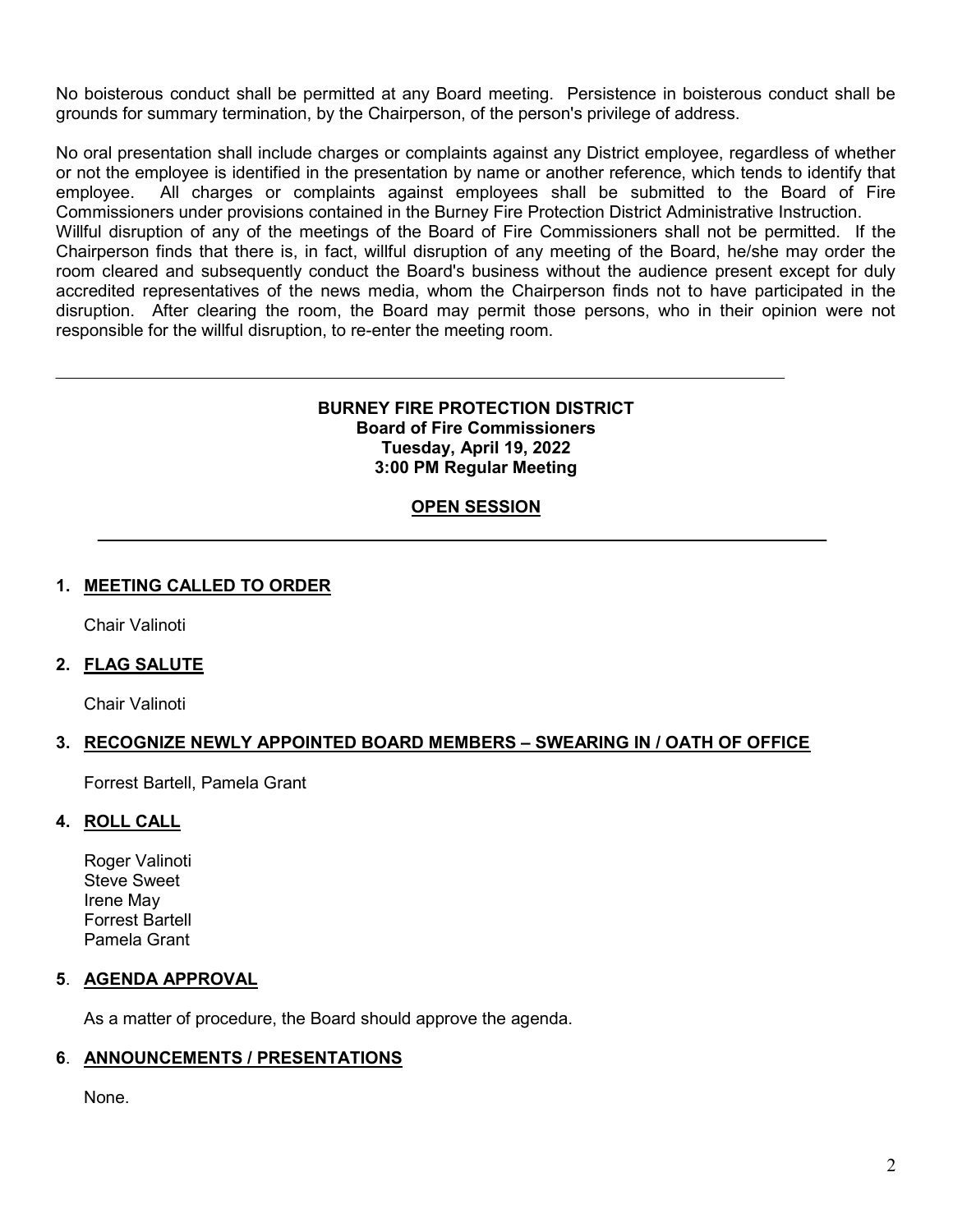No boisterous conduct shall be permitted at any Board meeting. Persistence in boisterous conduct shall be grounds for summary termination, by the Chairperson, of the person's privilege of address.

No oral presentation shall include charges or complaints against any District employee, regardless of whether or not the employee is identified in the presentation by name or another reference, which tends to identify that employee. All charges or complaints against employees shall be submitted to the Board of Fire Commissioners under provisions contained in the Burney Fire Protection District Administrative Instruction.
Willful disruption of any of the meetings of the Board of Fire Commissioners shall not be permitted. If the Chairperson finds that there is, in fact, willful disruption of any meeting of the Board, he/she may order the room cleared and subsequently conduct the Board's business without the audience present except for duly accredited representatives of the news media, whom the Chairperson finds not to have participated in the disruption. After clearing the room, the Board may permit those persons, who in their opinion were not responsible for the willful disruption, to re-enter the meeting room.

---

**BURNEY FIRE PROTECTION DISTRICT**
**Board of Fire Commissioners**
**Tuesday, April 19, 2022**
**3:00 PM Regular Meeting**

**OPEN SESSION**

---

## 1. MEETING CALLED TO ORDER

Chair Valinoti

## 2. FLAG SALUTE

Chair Valinoti

## 3. RECOGNIZE NEWLY APPOINTED BOARD MEMBERS – SWEARING IN / OATH OF OFFICE

Forrest Bartell, Pamela Grant

## 4. ROLL CALL

Roger Valinoti
Steve Sweet
Irene May
Forrest Bartell
Pamela Grant

## 5. AGENDA APPROVAL

As a matter of procedure, the Board should approve the agenda.

## 6. ANNOUNCEMENTS / PRESENTATIONS

None.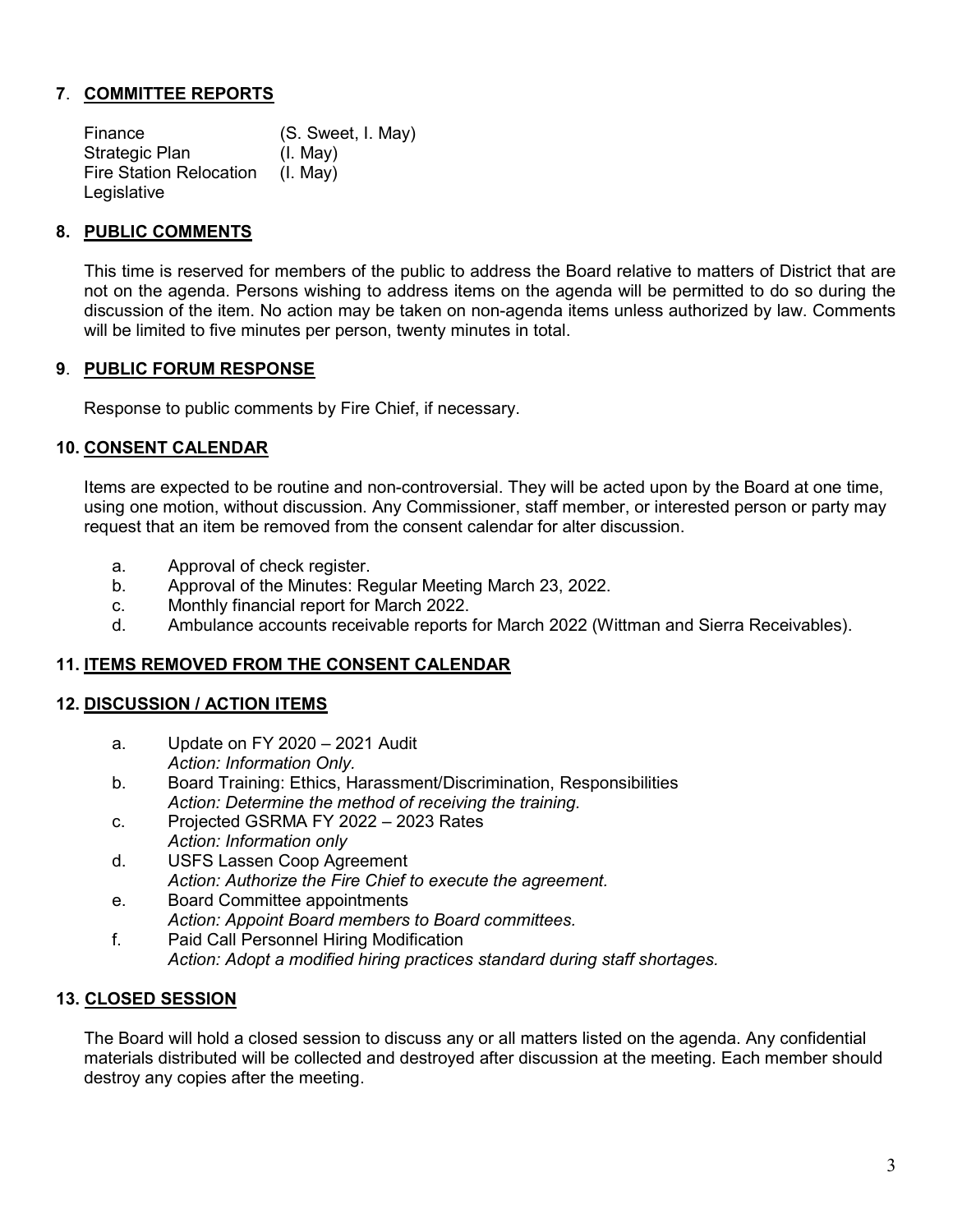## 7. COMMITTEE REPORTS

| | |
|---|---|
| Finance | (S. Sweet, I. May) |
| Strategic Plan | (I. May) |
| Fire Station Relocation | (I. May) |
| Legislative | |

## 8. PUBLIC COMMENTS

This time is reserved for members of the public to address the Board relative to matters of District that are not on the agenda. Persons wishing to address items on the agenda will be permitted to do so during the discussion of the item. No action may be taken on non-agenda items unless authorized by law. Comments will be limited to five minutes per person, twenty minutes in total.

## 9. PUBLIC FORUM RESPONSE

Response to public comments by Fire Chief, if necessary.

## 10. CONSENT CALENDAR

Items are expected to be routine and non-controversial. They will be acted upon by the Board at one time, using one motion, without discussion. Any Commissioner, staff member, or interested person or party may request that an item be removed from the consent calendar for alter discussion.

a. Approval of check register.
b. Approval of the Minutes: Regular Meeting March 23, 2022.
c. Monthly financial report for March 2022.
d. Ambulance accounts receivable reports for March 2022 (Wittman and Sierra Receivables).

## 11. ITEMS REMOVED FROM THE CONSENT CALENDAR

## 12. DISCUSSION / ACTION ITEMS

a. Update on FY 2020 – 2021 Audit
   *Action: Information Only.*
b. Board Training: Ethics, Harassment/Discrimination, Responsibilities
   *Action: Determine the method of receiving the training.*
c. Projected GSRMA FY 2022 – 2023 Rates
   *Action: Information only*
d. USFS Lassen Coop Agreement
   *Action: Authorize the Fire Chief to execute the agreement.*
e. Board Committee appointments
   *Action: Appoint Board members to Board committees.*
f. Paid Call Personnel Hiring Modification
   *Action: Adopt a modified hiring practices standard during staff shortages.*

## 13. CLOSED SESSION

The Board will hold a closed session to discuss any or all matters listed on the agenda. Any confidential materials distributed will be collected and destroyed after discussion at the meeting. Each member should destroy any copies after the meeting.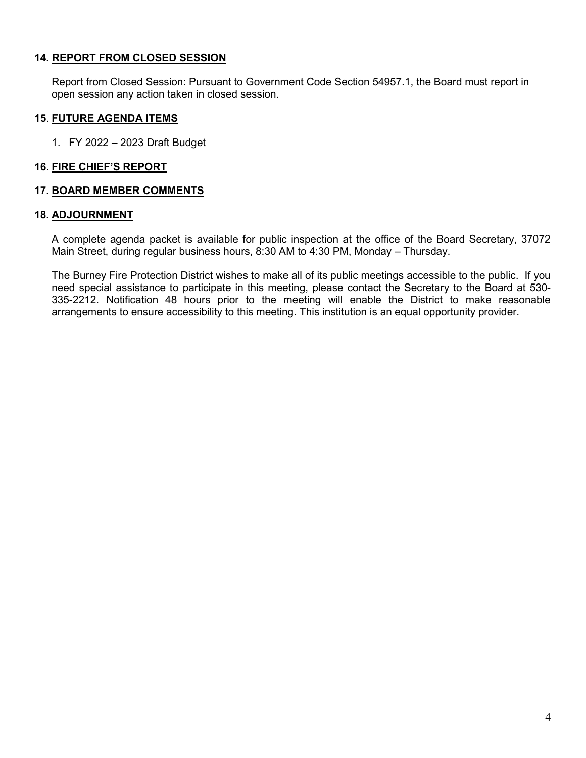**14. REPORT FROM CLOSED SESSION**

Report from Closed Session: Pursuant to Government Code Section 54957.1, the Board must report in open session any action taken in closed session.

**15. FUTURE AGENDA ITEMS**

1. FY 2022 – 2023 Draft Budget

**16. FIRE CHIEF'S REPORT**

**17. BOARD MEMBER COMMENTS**

**18. ADJOURNMENT**

A complete agenda packet is available for public inspection at the office of the Board Secretary, 37072 Main Street, during regular business hours, 8:30 AM to 4:30 PM, Monday – Thursday.

The Burney Fire Protection District wishes to make all of its public meetings accessible to the public. If you need special assistance to participate in this meeting, please contact the Secretary to the Board at 530-335-2212. Notification 48 hours prior to the meeting will enable the District to make reasonable arrangements to ensure accessibility to this meeting. This institution is an equal opportunity provider.